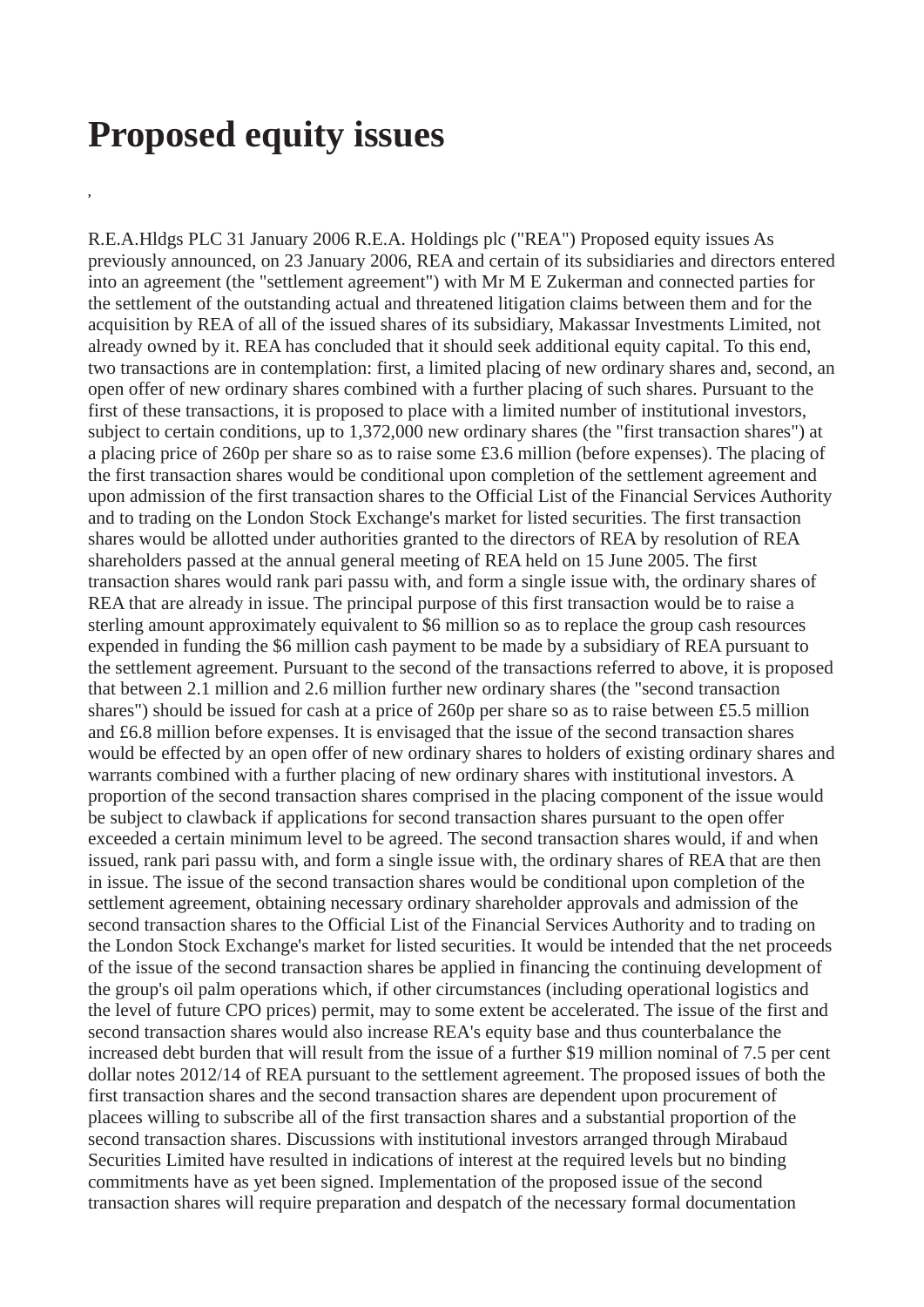# Proposed equity issues

,

R.E.A.Hldgs PLC 31 January 2006 R.E.A. Holdings plc ("REA") Proposed equity issues As previously announced, on 23 January 2006, REA and certain of its subsidiaries and directors entered into an agreement (the "settlement agreement") with Mr M E Zukerman and connected parties for the settlement of the outstanding actual and threatened litigation claims between them and for the acquisition by REA of all of the issued shares of its subsidiary, Makassar Investments Limited, not already owned by it. REA has concluded that it should seek additional equity capital. To this end, two transactions are in contemplation: first, a limited placing of new ordinary shares and, second, an open offer of new ordinary shares combined with a further placing of such shares. Pursuant to the first of these transactions, it is proposed to place with a limited number of institutional investors, subject to certain conditions, up to 1,372,000 new ordinary shares (the "first transaction shares") at a placing price of 260p per share so as to raise some £3.6 million (before expenses). The placing of the first transaction shares would be conditional upon completion of the settlement agreement and upon admission of the first transaction shares to the Official List of the Financial Services Authority and to trading on the London Stock Exchange's market for listed securities. The first transaction shares would be allotted under authorities granted to the directors of REA by resolution of REA shareholders passed at the annual general meeting of REA held on 15 June 2005. The first transaction shares would rank pari passu with, and form a single issue with, the ordinary shares of REA that are already in issue. The principal purpose of this first transaction would be to raise a sterling amount approximately equivalent to $6 million so as to replace the group cash resources expended in funding the $6 million cash payment to be made by a subsidiary of REA pursuant to the settlement agreement. Pursuant to the second of the transactions referred to above, it is proposed that between 2.1 million and 2.6 million further new ordinary shares (the "second transaction shares") should be issued for cash at a price of 260p per share so as to raise between £5.5 million and £6.8 million before expenses. It is envisaged that the issue of the second transaction shares would be effected by an open offer of new ordinary shares to holders of existing ordinary shares and warrants combined with a further placing of new ordinary shares with institutional investors. A proportion of the second transaction shares comprised in the placing component of the issue would be subject to clawback if applications for second transaction shares pursuant to the open offer exceeded a certain minimum level to be agreed. The second transaction shares would, if and when issued, rank pari passu with, and form a single issue with, the ordinary shares of REA that are then in issue. The issue of the second transaction shares would be conditional upon completion of the settlement agreement, obtaining necessary ordinary shareholder approvals and admission of the second transaction shares to the Official List of the Financial Services Authority and to trading on the London Stock Exchange's market for listed securities. It would be intended that the net proceeds of the issue of the second transaction shares be applied in financing the continuing development of the group's oil palm operations which, if other circumstances (including operational logistics and the level of future CPO prices) permit, may to some extent be accelerated. The issue of the first and second transaction shares would also increase REA's equity base and thus counterbalance the increased debt burden that will result from the issue of a further $19 million nominal of 7.5 per cent dollar notes 2012/14 of REA pursuant to the settlement agreement. The proposed issues of both the first transaction shares and the second transaction shares are dependent upon procurement of placees willing to subscribe all of the first transaction shares and a substantial proportion of the second transaction shares. Discussions with institutional investors arranged through Mirabaud Securities Limited have resulted in indications of interest at the required levels but no binding commitments have as yet been signed. Implementation of the proposed issue of the second transaction shares will require preparation and despatch of the necessary formal documentation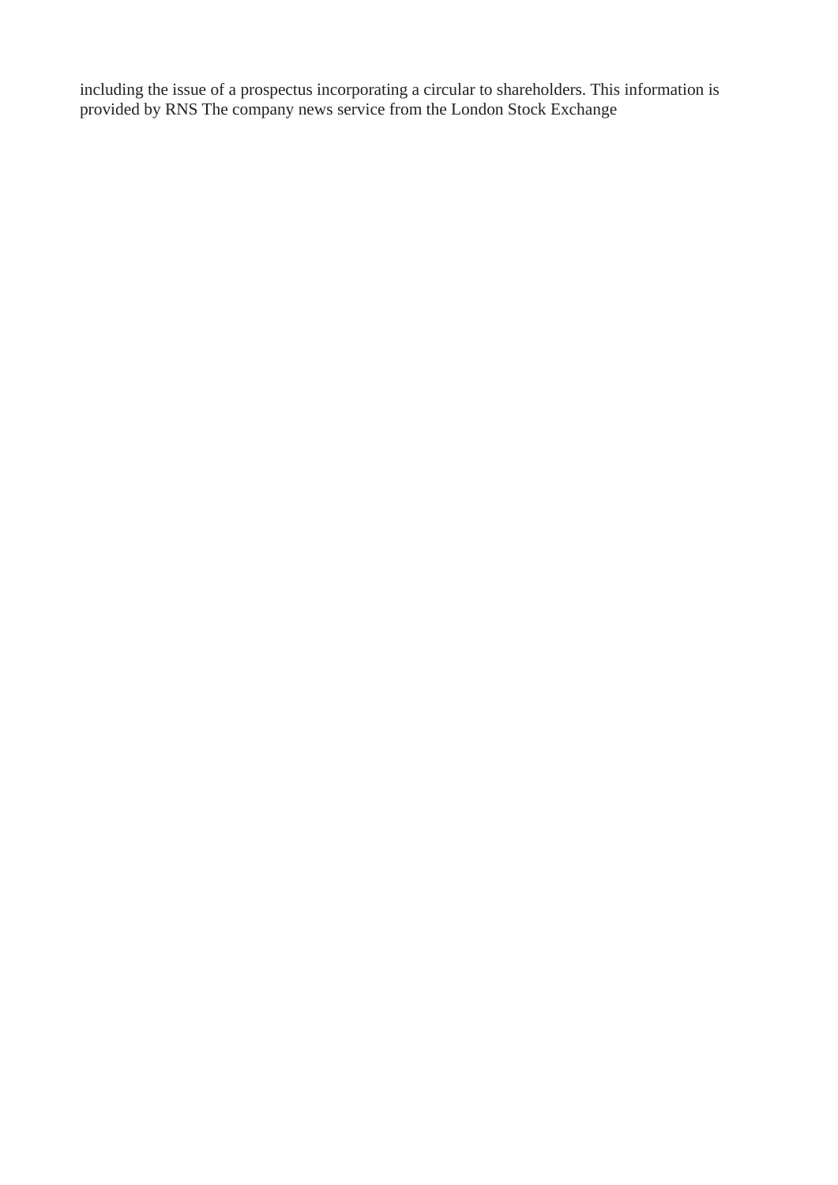including the issue of a prospectus incorporating a circular to shareholders. This information is provided by RNS The company news service from the London Stock Exchange